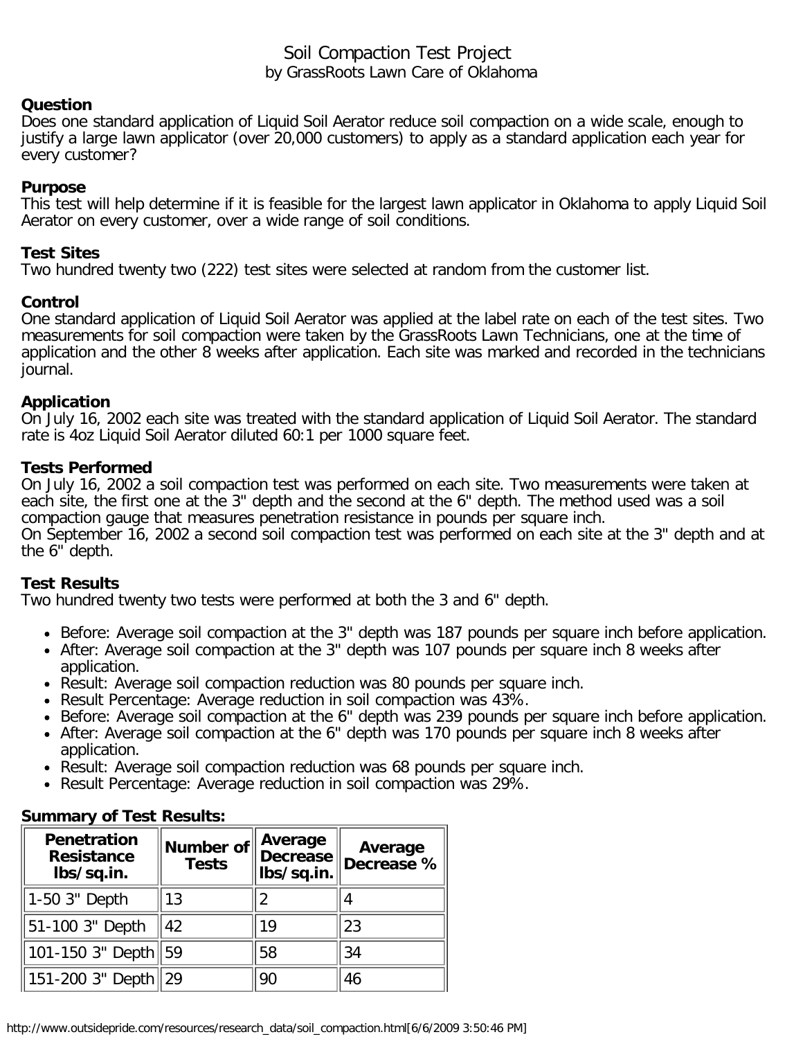# Soil Compaction Test Project

by GrassRoots Lawn Care of Oklahoma

**Question**

Does one standard application of Liquid Soil Aerator reduce soil compaction on a wide scale, enough to justify a large lawn applicator (over 20,000 customers) to apply as a standard application each year for every customer?

**Purpose**

This test will help determine if it is feasible for the largest lawn applicator in Oklahoma to apply Liquid Soil Aerator on every customer, over a wide range of soil conditions.

**Test Sites**

Two hundred twenty two (222) test sites were selected at random from the customer list.

**Control**

One standard application of Liquid Soil Aerator was applied at the label rate on each of the test sites. Two measurements for soil compaction were taken by the GrassRoots Lawn Technicians, one at the time of application and the other 8 weeks after application. Each site was marked and recorded in the technicians journal.

**Application**

On July 16, 2002 each site was treated with the standard application of Liquid Soil Aerator. The standard rate is 4oz Liquid Soil Aerator diluted 60:1 per 1000 square feet.

**Tests Performed**

On July 16, 2002 a soil compaction test was performed on each site. Two measurements were taken at each site, the first one at the 3" depth and the second at the 6" depth. The method used was a soil compaction gauge that measures penetration resistance in pounds per square inch.
On September 16, 2002 a second soil compaction test was performed on each site at the 3" depth and at the 6" depth.

**Test Results**

Two hundred twenty two tests were performed at both the 3 and 6" depth.

- Before: Average soil compaction at the 3" depth was 187 pounds per square inch before application.
- After: Average soil compaction at the 3" depth was 107 pounds per square inch 8 weeks after application.
- Result: Average soil compaction reduction was 80 pounds per square inch.
- Result Percentage: Average reduction in soil compaction was 43%.
- Before: Average soil compaction at the 6" depth was 239 pounds per square inch before application.
- After: Average soil compaction at the 6" depth was 170 pounds per square inch 8 weeks after application.
- Result: Average soil compaction reduction was 68 pounds per square inch.
- Result Percentage: Average reduction in soil compaction was 29%.

**Summary of Test Results:**

| Penetration Resistance lbs/sq.in. | Number of Tests | Average Decrease lbs/sq.in. | Average Decrease % |
|---|---|---|---|
| 1-50 3" Depth | 13 | 2 | 4 |
| 51-100 3" Depth | 42 | 19 | 23 |
| 101-150 3" Depth | 59 | 58 | 34 |
| 151-200 3" Depth | 29 | 90 | 46 |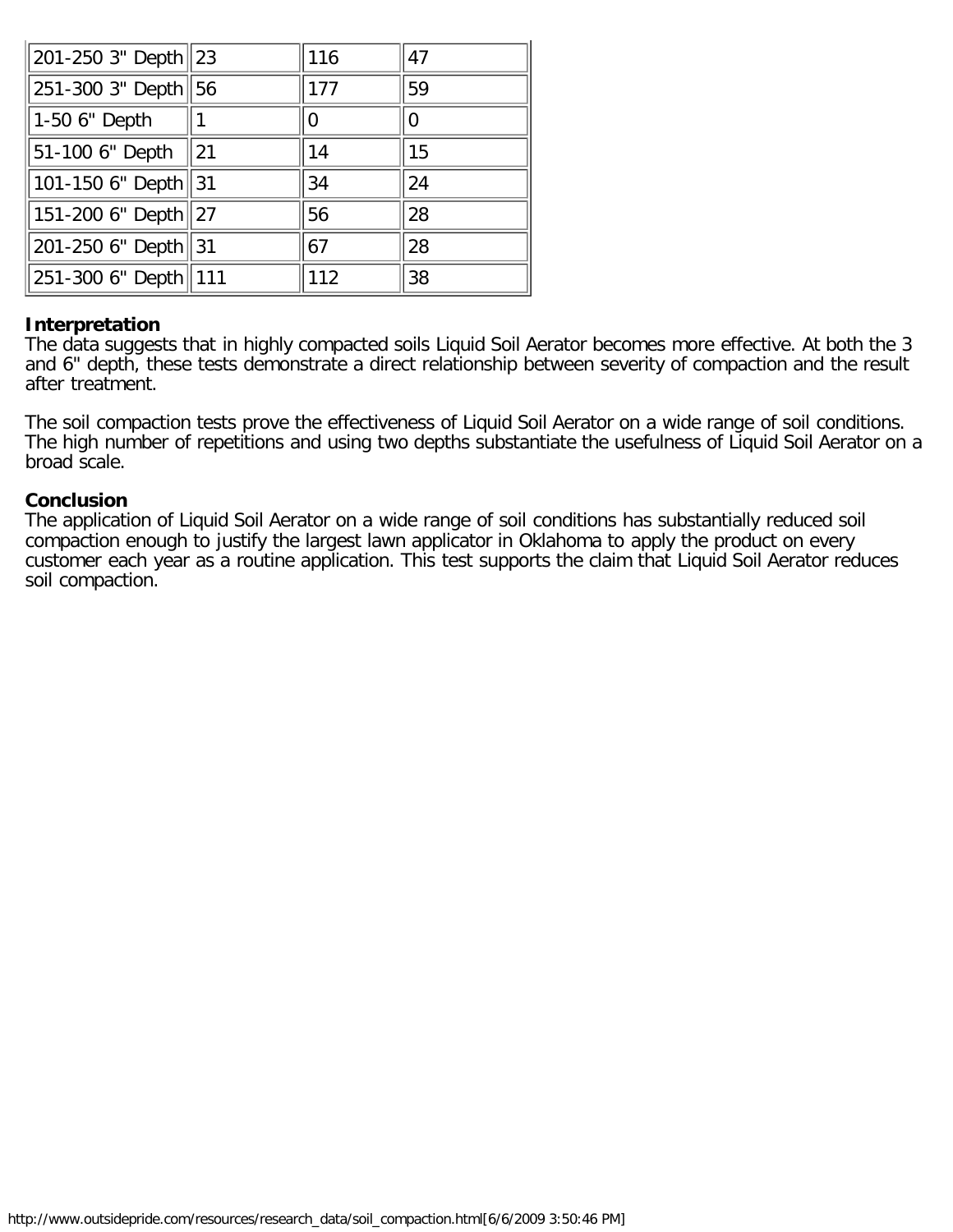| | | | |
|---|---|---|---|
| 201-250 3" Depth | 23 | 116 | 47 |
| 251-300 3" Depth | 56 | 177 | 59 |
| 1-50 6" Depth | 1 | 0 | 0 |
| 51-100 6" Depth | 21 | 14 | 15 |
| 101-150 6" Depth | 31 | 34 | 24 |
| 151-200 6" Depth | 27 | 56 | 28 |
| 201-250 6" Depth | 31 | 67 | 28 |
| 251-300 6" Depth | 111 | 112 | 38 |

**Interpretation**
The data suggests that in highly compacted soils Liquid Soil Aerator becomes more effective. At both the 3 and 6" depth, these tests demonstrate a direct relationship between severity of compaction and the result after treatment.

The soil compaction tests prove the effectiveness of Liquid Soil Aerator on a wide range of soil conditions. The high number of repetitions and using two depths substantiate the usefulness of Liquid Soil Aerator on a broad scale.

**Conclusion**
The application of Liquid Soil Aerator on a wide range of soil conditions has substantially reduced soil compaction enough to justify the largest lawn applicator in Oklahoma to apply the product on every customer each year as a routine application. This test supports the claim that Liquid Soil Aerator reduces soil compaction.